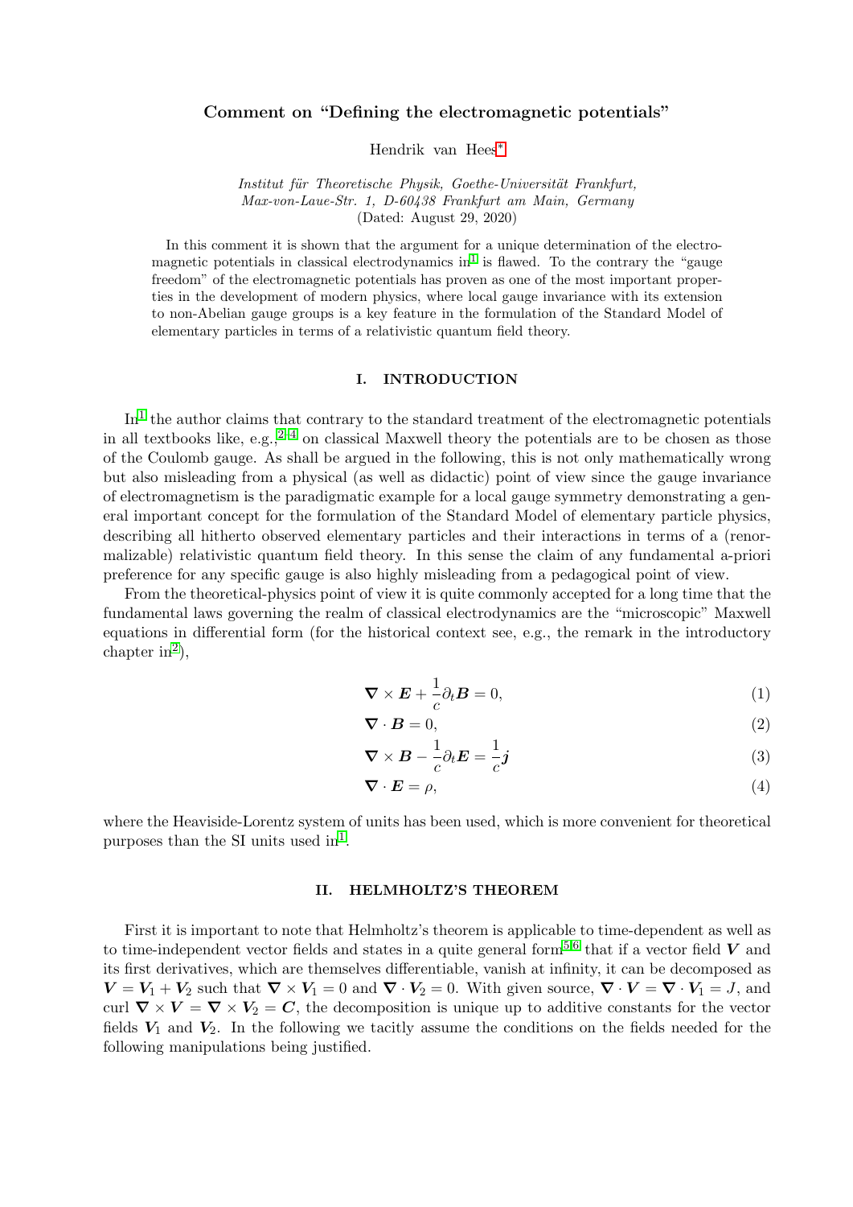# Comment on "Defining the electromagnetic potentials"

Hendrik van Hees[*]

*Institut für Theoretische Physik, Goethe-Universität Frankfurt, Max-von-Laue-Str. 1, D-60438 Frankfurt am Main, Germany*
(Dated: August 29, 2020)

In this comment it is shown that the argument for a unique determination of the electromagnetic potentials in classical electrodynamics in[1] is flawed. To the contrary the "gauge freedom" of the electromagnetic potentials has proven as one of the most important properties in the development of modern physics, where local gauge invariance with its extension to non-Abelian gauge groups is a key feature in the formulation of the Standard Model of elementary particles in terms of a relativistic quantum field theory.

## I. INTRODUCTION

In[1] the author claims that contrary to the standard treatment of the electromagnetic potentials in all textbooks like, e.g.,[2–4] on classical Maxwell theory the potentials are to be chosen as those of the Coulomb gauge. As shall be argued in the following, this is not only mathematically wrong but also misleading from a physical (as well as didactic) point of view since the gauge invariance of electromagnetism is the paradigmatic example for a local gauge symmetry demonstrating a general important concept for the formulation of the Standard Model of elementary particle physics, describing all hitherto observed elementary particles and their interactions in terms of a (renormalizable) relativistic quantum field theory. In this sense the claim of any fundamental a-priori preference for any specific gauge is also highly misleading from a pedagogical point of view.

From the theoretical-physics point of view it is quite commonly accepted for a long time that the fundamental laws governing the realm of classical electrodynamics are the "microscopic" Maxwell equations in differential form (for the historical context see, e.g., the remark in the introductory chapter in[2]),

$$\boldsymbol{\nabla} \times \boldsymbol{E} + \frac{1}{c}\partial_t \boldsymbol{B} = 0, \tag{1}$$

$$\boldsymbol{\nabla} \cdot \boldsymbol{B} = 0, \tag{2}$$

$$\boldsymbol{\nabla} \times \boldsymbol{B} - \frac{1}{c}\partial_t \boldsymbol{E} = \frac{1}{c}\boldsymbol{j} \tag{3}$$

$$\boldsymbol{\nabla} \cdot \boldsymbol{E} = \rho, \tag{4}$$

where the Heaviside-Lorentz system of units has been used, which is more convenient for theoretical purposes than the SI units used in[1].

## II. HELMHOLTZ'S THEOREM

First it is important to note that Helmholtz's theorem is applicable to time-dependent as well as to time-independent vector fields and states in a quite general form[5,6] that if a vector field $\boldsymbol{V}$ and its first derivatives, which are themselves differentiable, vanish at infinity, it can be decomposed as $\boldsymbol{V} = \boldsymbol{V}_1 + \boldsymbol{V}_2$ such that $\boldsymbol{\nabla} \times \boldsymbol{V}_1 = 0$ and $\boldsymbol{\nabla} \cdot \boldsymbol{V}_2 = 0$. With given source, $\boldsymbol{\nabla} \cdot \boldsymbol{V} = \boldsymbol{\nabla} \cdot \boldsymbol{V}_1 = J$, and curl $\boldsymbol{\nabla} \times \boldsymbol{V} = \boldsymbol{\nabla} \times \boldsymbol{V}_2 = \boldsymbol{C}$, the decomposition is unique up to additive constants for the vector fields $\boldsymbol{V}_1$ and $\boldsymbol{V}_2$. In the following we tacitly assume the conditions on the fields needed for the following manipulations being justified.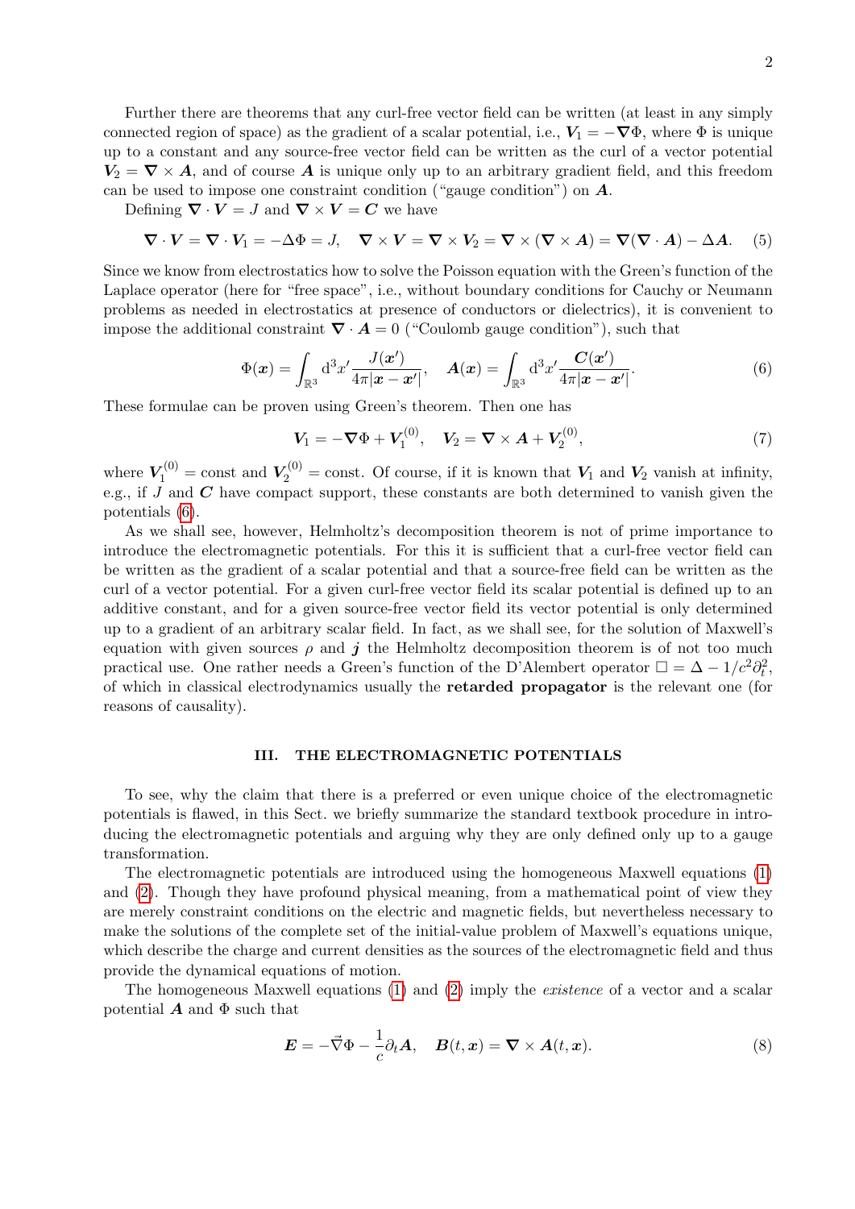Further there are theorems that any curl-free vector field can be written (at least in any simply connected region of space) as the gradient of a scalar potential, i.e., $\boldsymbol{V}_1 = -\boldsymbol{\nabla}\Phi$, where $\Phi$ is unique up to a constant and any source-free vector field can be written as the curl of a vector potential $\boldsymbol{V}_2 = \boldsymbol{\nabla} \times \boldsymbol{A}$, and of course $\boldsymbol{A}$ is unique only up to an arbitrary gradient field, and this freedom can be used to impose one constraint condition ("gauge condition") on $\boldsymbol{A}$.

Defining $\boldsymbol{\nabla} \cdot \boldsymbol{V} = J$ and $\boldsymbol{\nabla} \times \boldsymbol{V} = \boldsymbol{C}$ we have

$$\boldsymbol{\nabla} \cdot \boldsymbol{V} = \boldsymbol{\nabla} \cdot \boldsymbol{V}_1 = -\Delta\Phi = J, \quad \boldsymbol{\nabla} \times \boldsymbol{V} = \boldsymbol{\nabla} \times \boldsymbol{V}_2 = \boldsymbol{\nabla} \times (\boldsymbol{\nabla} \times \boldsymbol{A}) = \boldsymbol{\nabla}(\boldsymbol{\nabla} \cdot \boldsymbol{A}) - \Delta \boldsymbol{A}. \tag{5}$$

Since we know from electrostatics how to solve the Poisson equation with the Green's function of the Laplace operator (here for "free space", i.e., without boundary conditions for Cauchy or Neumann problems as needed in electrostatics at presence of conductors or dielectrics), it is convenient to impose the additional constraint $\boldsymbol{\nabla} \cdot \boldsymbol{A} = 0$ ("Coulomb gauge condition"), such that

$$\Phi(\boldsymbol{x}) = \int_{\mathbb{R}^3} \mathrm{d}^3 x' \frac{J(\boldsymbol{x}')}{4\pi|\boldsymbol{x} - \boldsymbol{x}'|}, \quad \boldsymbol{A}(\boldsymbol{x}) = \int_{\mathbb{R}^3} \mathrm{d}^3 x' \frac{\boldsymbol{C}(\boldsymbol{x}')}{4\pi|\boldsymbol{x} - \boldsymbol{x}'|}. \tag{6}$$

These formulae can be proven using Green's theorem. Then one has

$$\boldsymbol{V}_1 = -\boldsymbol{\nabla}\Phi + \boldsymbol{V}_1^{(0)}, \quad \boldsymbol{V}_2 = \boldsymbol{\nabla} \times \boldsymbol{A} + \boldsymbol{V}_2^{(0)}, \tag{7}$$

where $\boldsymbol{V}_1^{(0)} = \text{const}$ and $\boldsymbol{V}_2^{(0)} = \text{const}$. Of course, if it is known that $\boldsymbol{V}_1$ and $\boldsymbol{V}_2$ vanish at infinity, e.g., if $J$ and $\boldsymbol{C}$ have compact support, these constants are both determined to vanish given the potentials (6).

As we shall see, however, Helmholtz's decomposition theorem is not of prime importance to introduce the electromagnetic potentials. For this it is sufficient that a curl-free vector field can be written as the gradient of a scalar potential and that a source-free field can be written as the curl of a vector potential. For a given curl-free vector field its scalar potential is defined up to an additive constant, and for a given source-free vector field its vector potential is only determined up to a gradient of an arbitrary scalar field. In fact, as we shall see, for the solution of Maxwell's equation with given sources $\rho$ and $\boldsymbol{j}$ the Helmholtz decomposition theorem is of not too much practical use. One rather needs a Green's function of the D'Alembert operator $\Box = \Delta - 1/c^2\partial_t^2$, of which in classical electrodynamics usually the **retarded propagator** is the relevant one (for reasons of causality).

## III. THE ELECTROMAGNETIC POTENTIALS

To see, why the claim that there is a preferred or even unique choice of the electromagnetic potentials is flawed, in this Sect. we briefly summarize the standard textbook procedure in introducing the electromagnetic potentials and arguing why they are only defined only up to a gauge transformation.

The electromagnetic potentials are introduced using the homogeneous Maxwell equations (1) and (2). Though they have profound physical meaning, from a mathematical point of view they are merely constraint conditions on the electric and magnetic fields, but nevertheless necessary to make the solutions of the complete set of the initial-value problem of Maxwell's equations unique, which describe the charge and current densities as the sources of the electromagnetic field and thus provide the dynamical equations of motion.

The homogeneous Maxwell equations (1) and (2) imply the *existence* of a vector and a scalar potential $\boldsymbol{A}$ and $\Phi$ such that

$$\boldsymbol{E} = -\vec{\nabla}\Phi - \frac{1}{c}\partial_t \boldsymbol{A}, \quad \boldsymbol{B}(t, \boldsymbol{x}) = \boldsymbol{\nabla} \times \boldsymbol{A}(t, \boldsymbol{x}). \tag{8}$$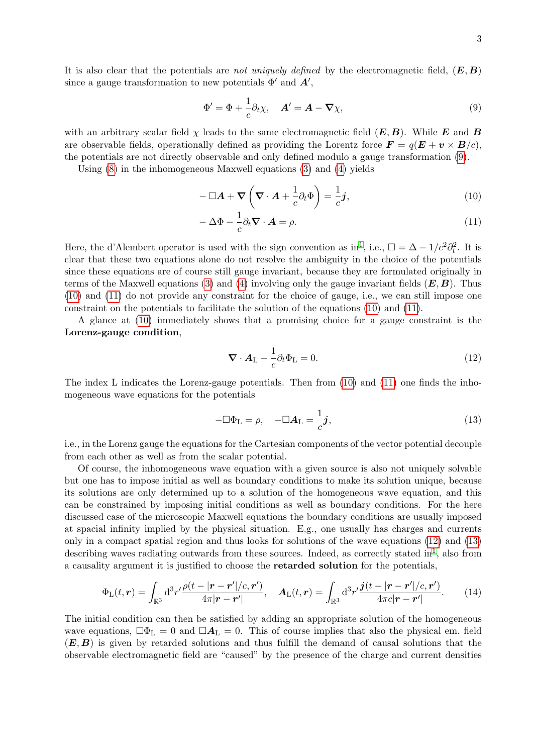It is also clear that the potentials are *not uniquely defined* by the electromagnetic field, $(\boldsymbol{E}, \boldsymbol{B})$ since a gauge transformation to new potentials $\Phi'$ and $\boldsymbol{A}'$,

$$\Phi' = \Phi + \frac{1}{c}\partial_t \chi, \quad \boldsymbol{A}' = \boldsymbol{A} - \boldsymbol{\nabla}\chi, \tag{9}$$

with an arbitrary scalar field $\chi$ leads to the same electromagnetic field $(\boldsymbol{E}, \boldsymbol{B})$. While $\boldsymbol{E}$ and $\boldsymbol{B}$ are observable fields, operationally defined as providing the Lorentz force $\boldsymbol{F} = q(\boldsymbol{E} + \boldsymbol{v} \times \boldsymbol{B}/c)$, the potentials are not directly observable and only defined modulo a gauge transformation (9).

Using (8) in the inhomogeneous Maxwell equations (3) and (4) yields

$$-\Box \boldsymbol{A} + \boldsymbol{\nabla}\left(\boldsymbol{\nabla} \cdot \boldsymbol{A} + \frac{1}{c}\partial_t \Phi\right) = \frac{1}{c}\boldsymbol{j}, \tag{10}$$

$$-\Delta \Phi - \frac{1}{c}\partial_t \boldsymbol{\nabla} \cdot \boldsymbol{A} = \rho. \tag{11}$$

Here, the d'Alembert operator is used with the sign convention as in[1], i.e., $\Box = \Delta - 1/c^2 \partial_t^2$. It is clear that these two equations alone do not resolve the ambiguity in the choice of the potentials since these equations are of course still gauge invariant, because they are formulated originally in terms of the Maxwell equations (3) and (4) involving only the gauge invariant fields $(\boldsymbol{E}, \boldsymbol{B})$. Thus (10) and (11) do not provide any constraint for the choice of gauge, i.e., we can still impose one constraint on the potentials to facilitate the solution of the equations (10) and (11).

A glance at (10) immediately shows that a promising choice for a gauge constraint is the **Lorenz-gauge condition**,

$$\boldsymbol{\nabla} \cdot \boldsymbol{A}_{\mathrm{L}} + \frac{1}{c}\partial_t \Phi_{\mathrm{L}} = 0. \tag{12}$$

The index L indicates the Lorenz-gauge potentials. Then from (10) and (11) one finds the inhomogeneous wave equations for the potentials

$$-\Box \Phi_{\mathrm{L}} = \rho, \quad -\Box \boldsymbol{A}_{\mathrm{L}} = \frac{1}{c}\boldsymbol{j}, \tag{13}$$

i.e., in the Lorenz gauge the equations for the Cartesian components of the vector potential decouple from each other as well as from the scalar potential.

Of course, the inhomogeneous wave equation with a given source is also not uniquely solvable but one has to impose initial as well as boundary conditions to make its solution unique, because its solutions are only determined up to a solution of the homogeneous wave equation, and this can be constrained by imposing initial conditions as well as boundary conditions. For the here discussed case of the microscopic Maxwell equations the boundary conditions are usually imposed at spacial infinity implied by the physical situation. E.g., one usually has charges and currents only in a compact spatial region and thus looks for solutions of the wave equations (12) and (13) describing waves radiating outwards from these sources. Indeed, as correctly stated in[1], also from a causality argument it is justified to choose the **retarded solution** for the potentials,

$$\Phi_{\mathrm{L}}(t, \boldsymbol{r}) = \int_{\mathbb{R}^3} \mathrm{d}^3 r' \frac{\rho(t - |\boldsymbol{r} - \boldsymbol{r}'|/c, \boldsymbol{r}')}{4\pi |\boldsymbol{r} - \boldsymbol{r}'|}, \quad \boldsymbol{A}_{\mathrm{L}}(t, \boldsymbol{r}) = \int_{\mathbb{R}^3} \mathrm{d}^3 r' \frac{\boldsymbol{j}(t - |\boldsymbol{r} - \boldsymbol{r}'|/c, \boldsymbol{r}')}{4\pi c |\boldsymbol{r} - \boldsymbol{r}'|}. \tag{14}$$

The initial condition can then be satisfied by adding an appropriate solution of the homogeneous wave equations, $\Box \Phi_{\mathrm{L}} = 0$ and $\Box \boldsymbol{A}_{\mathrm{L}} = 0$. This of course implies that also the physical em. field $(\boldsymbol{E}, \boldsymbol{B})$ is given by retarded solutions and thus fulfill the demand of causal solutions that the observable electromagnetic field are "caused" by the presence of the charge and current densities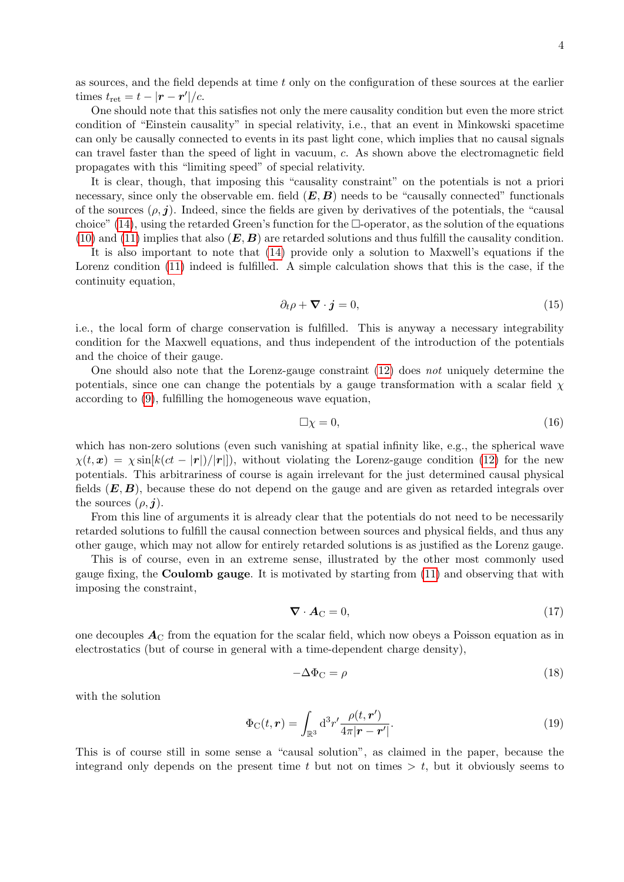as sources, and the field depends at time $t$ only on the configuration of these sources at the earlier times $t_{\text{ret}} = t - |\boldsymbol{r} - \boldsymbol{r}'|/c$.

One should note that this satisfies not only the mere causality condition but even the more strict condition of "Einstein causality" in special relativity, i.e., that an event in Minkowski spacetime can only be causally connected to events in its past light cone, which implies that no causal signals can travel faster than the speed of light in vacuum, $c$. As shown above the electromagnetic field propagates with this "limiting speed" of special relativity.

It is clear, though, that imposing this "causality constraint" on the potentials is not a priori necessary, since only the observable em. field $(\boldsymbol{E}, \boldsymbol{B})$ needs to be "causally connected" functionals of the sources $(\rho, \boldsymbol{j})$. Indeed, since the fields are given by derivatives of the potentials, the "causal choice" (14), using the retarded Green's function for the $\Box$-operator, as the solution of the equations (10) and (11) implies that also $(\boldsymbol{E}, \boldsymbol{B})$ are retarded solutions and thus fulfill the causality condition.

It is also important to note that (14) provide only a solution to Maxwell's equations if the Lorenz condition (11) indeed is fulfilled. A simple calculation shows that this is the case, if the continuity equation,

$$\partial_t \rho + \boldsymbol{\nabla} \cdot \boldsymbol{j} = 0, \tag{15}$$

i.e., the local form of charge conservation is fulfilled. This is anyway a necessary integrability condition for the Maxwell equations, and thus independent of the introduction of the potentials and the choice of their gauge.

One should also note that the Lorenz-gauge constraint (12) does *not* uniquely determine the potentials, since one can change the potentials by a gauge transformation with a scalar field $\chi$ according to (9), fulfilling the homogeneous wave equation,

$$\Box \chi = 0, \tag{16}$$

which has non-zero solutions (even such vanishing at spatial infinity like, e.g., the spherical wave $\chi(t, \boldsymbol{x}) = \chi \sin[k(ct - |\boldsymbol{r}|)/|\boldsymbol{r}|]$), without violating the Lorenz-gauge condition (12) for the new potentials. This arbitrariness of course is again irrelevant for the just determined causal physical fields $(\boldsymbol{E}, \boldsymbol{B})$, because these do not depend on the gauge and are given as retarded integrals over the sources $(\rho, \boldsymbol{j})$.

From this line of arguments it is already clear that the potentials do not need to be necessarily retarded solutions to fulfill the causal connection between sources and physical fields, and thus any other gauge, which may not allow for entirely retarded solutions is as justified as the Lorenz gauge.

This is of course, even in an extreme sense, illustrated by the other most commonly used gauge fixing, the **Coulomb gauge**. It is motivated by starting from (11) and observing that with imposing the constraint,

$$\boldsymbol{\nabla} \cdot \boldsymbol{A}_{\text{C}} = 0, \tag{17}$$

one decouples $\boldsymbol{A}_{\text{C}}$ from the equation for the scalar field, which now obeys a Poisson equation as in electrostatics (but of course in general with a time-dependent charge density),

$$-\Delta \Phi_{\text{C}} = \rho \tag{18}$$

with the solution

$$\Phi_{\text{C}}(t, \boldsymbol{r}) = \int_{\mathbb{R}^3} \mathrm{d}^3 r' \frac{\rho(t, \boldsymbol{r}')}{4\pi |\boldsymbol{r} - \boldsymbol{r}'|}. \tag{19}$$

This is of course still in some sense a "causal solution", as claimed in the paper, because the integrand only depends on the present time $t$ but not on times $> t$, but it obviously seems to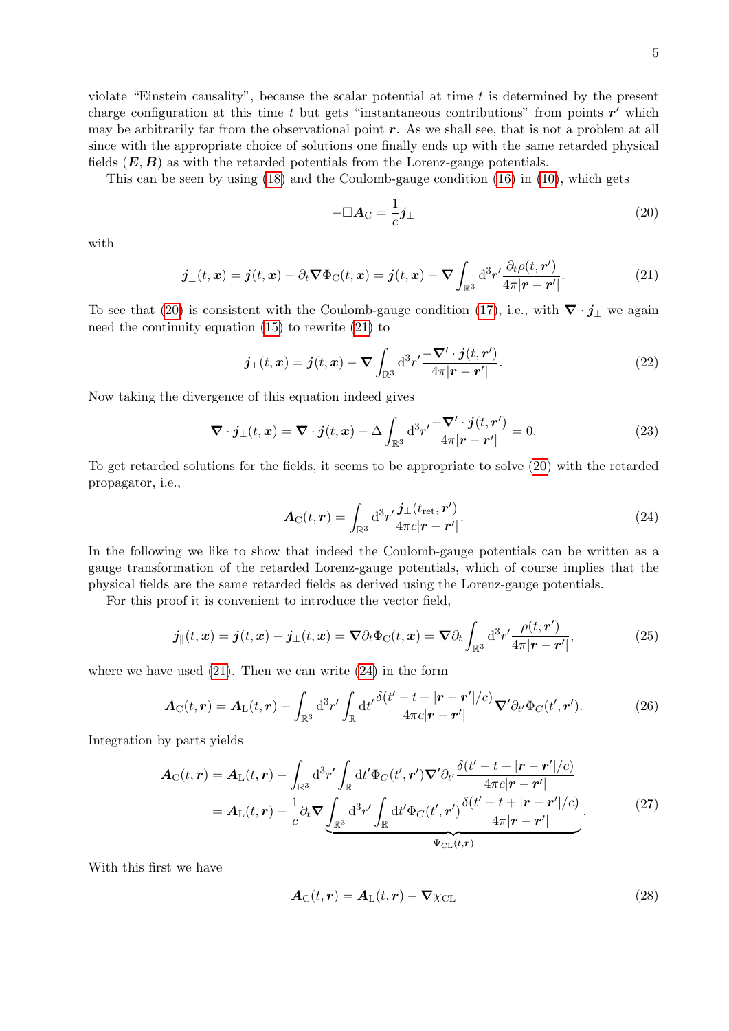violate "Einstein causality", because the scalar potential at time $t$ is determined by the present charge configuration at this time $t$ but gets "instantaneous contributions" from points $\boldsymbol{r}'$ which may be arbitrarily far from the observational point $\boldsymbol{r}$. As we shall see, that is not a problem at all since with the appropriate choice of solutions one finally ends up with the same retarded physical fields $(\boldsymbol{E}, \boldsymbol{B})$ as with the retarded potentials from the Lorenz-gauge potentials.

This can be seen by using (18) and the Coulomb-gauge condition (16) in (10), which gets

$$-\Box \boldsymbol{A}_{\mathrm{C}} = \frac{1}{c}\boldsymbol{j}_{\perp} \tag{20}$$

with

$$\boldsymbol{j}_{\perp}(t,\boldsymbol{x}) = \boldsymbol{j}(t,\boldsymbol{x}) - \partial_t \boldsymbol{\nabla}\Phi_{\mathrm{C}}(t,\boldsymbol{x}) = \boldsymbol{j}(t,\boldsymbol{x}) - \boldsymbol{\nabla}\int_{\mathbb{R}^3} \mathrm{d}^3 r' \frac{\partial_t \rho(t,\boldsymbol{r}')}{4\pi|\boldsymbol{r}-\boldsymbol{r}'|}. \tag{21}$$

To see that (20) is consistent with the Coulomb-gauge condition (17), i.e., with $\boldsymbol{\nabla}\cdot\boldsymbol{j}_{\perp}$ we again need the continuity equation (15) to rewrite (21) to

$$\boldsymbol{j}_{\perp}(t,\boldsymbol{x}) = \boldsymbol{j}(t,\boldsymbol{x}) - \boldsymbol{\nabla}\int_{\mathbb{R}^3} \mathrm{d}^3 r' \frac{-\boldsymbol{\nabla}'\cdot\boldsymbol{j}(t,\boldsymbol{r}')}{4\pi|\boldsymbol{r}-\boldsymbol{r}'|}. \tag{22}$$

Now taking the divergence of this equation indeed gives

$$\boldsymbol{\nabla}\cdot\boldsymbol{j}_{\perp}(t,\boldsymbol{x}) = \boldsymbol{\nabla}\cdot\boldsymbol{j}(t,\boldsymbol{x}) - \Delta\int_{\mathbb{R}^3} \mathrm{d}^3 r' \frac{-\boldsymbol{\nabla}'\cdot\boldsymbol{j}(t,\boldsymbol{r}')}{4\pi|\boldsymbol{r}-\boldsymbol{r}'|} = 0. \tag{23}$$

To get retarded solutions for the fields, it seems to be appropriate to solve (20) with the retarded propagator, i.e.,

$$\boldsymbol{A}_{\mathrm{C}}(t,\boldsymbol{r}) = \int_{\mathbb{R}^3} \mathrm{d}^3 r' \frac{\boldsymbol{j}_{\perp}(t_{\mathrm{ret}},\boldsymbol{r}')}{4\pi c|\boldsymbol{r}-\boldsymbol{r}'|}. \tag{24}$$

In the following we like to show that indeed the Coulomb-gauge potentials can be written as a gauge transformation of the retarded Lorenz-gauge potentials, which of course implies that the physical fields are the same retarded fields as derived using the Lorenz-gauge potentials.

For this proof it is convenient to introduce the vector field,

$$\boldsymbol{j}_{\parallel}(t,\boldsymbol{x}) = \boldsymbol{j}(t,\boldsymbol{x}) - \boldsymbol{j}_{\perp}(t,\boldsymbol{x}) = \boldsymbol{\nabla}\partial_t\Phi_{\mathrm{C}}(t,\boldsymbol{x}) = \boldsymbol{\nabla}\partial_t\int_{\mathbb{R}^3} \mathrm{d}^3 r' \frac{\rho(t,\boldsymbol{r}')}{4\pi|\boldsymbol{r}-\boldsymbol{r}'|}, \tag{25}$$

where we have used (21). Then we can write (24) in the form

$$\boldsymbol{A}_{\mathrm{C}}(t,\boldsymbol{r}) = \boldsymbol{A}_{\mathrm{L}}(t,\boldsymbol{r}) - \int_{\mathbb{R}^3} \mathrm{d}^3 r' \int_{\mathbb{R}} \mathrm{d}t' \frac{\delta(t'-t+|\boldsymbol{r}-\boldsymbol{r}'|/c)}{4\pi c|\boldsymbol{r}-\boldsymbol{r}'|}\boldsymbol{\nabla}'\partial_{t'}\Phi_C(t',\boldsymbol{r}'). \tag{26}$$

Integration by parts yields

$$\begin{aligned}
\boldsymbol{A}_{\mathrm{C}}(t,\boldsymbol{r}) &= \boldsymbol{A}_{\mathrm{L}}(t,\boldsymbol{r}) - \int_{\mathbb{R}^3} \mathrm{d}^3 r' \int_{\mathbb{R}} \mathrm{d}t' \Phi_C(t',\boldsymbol{r}')\boldsymbol{\nabla}'\partial_{t'}\frac{\delta(t'-t+|\boldsymbol{r}-\boldsymbol{r}'|/c)}{4\pi c|\boldsymbol{r}-\boldsymbol{r}'|} \\
&= \boldsymbol{A}_{\mathrm{L}}(t,\boldsymbol{r}) - \frac{1}{c}\partial_t\boldsymbol{\nabla}\underbrace{\int_{\mathbb{R}^3} \mathrm{d}^3 r' \int_{\mathbb{R}} \mathrm{d}t' \Phi_C(t',\boldsymbol{r}')\frac{\delta(t'-t+|\boldsymbol{r}-\boldsymbol{r}'|/c)}{4\pi|\boldsymbol{r}-\boldsymbol{r}'|}}_{\Psi_{\mathrm{CL}}(t,\boldsymbol{r})}.
\end{aligned} \tag{27}$$

With this first we have

$$\boldsymbol{A}_{\mathrm{C}}(t,\boldsymbol{r}) = \boldsymbol{A}_{\mathrm{L}}(t,\boldsymbol{r}) - \boldsymbol{\nabla}\chi_{\mathrm{CL}} \tag{28}$$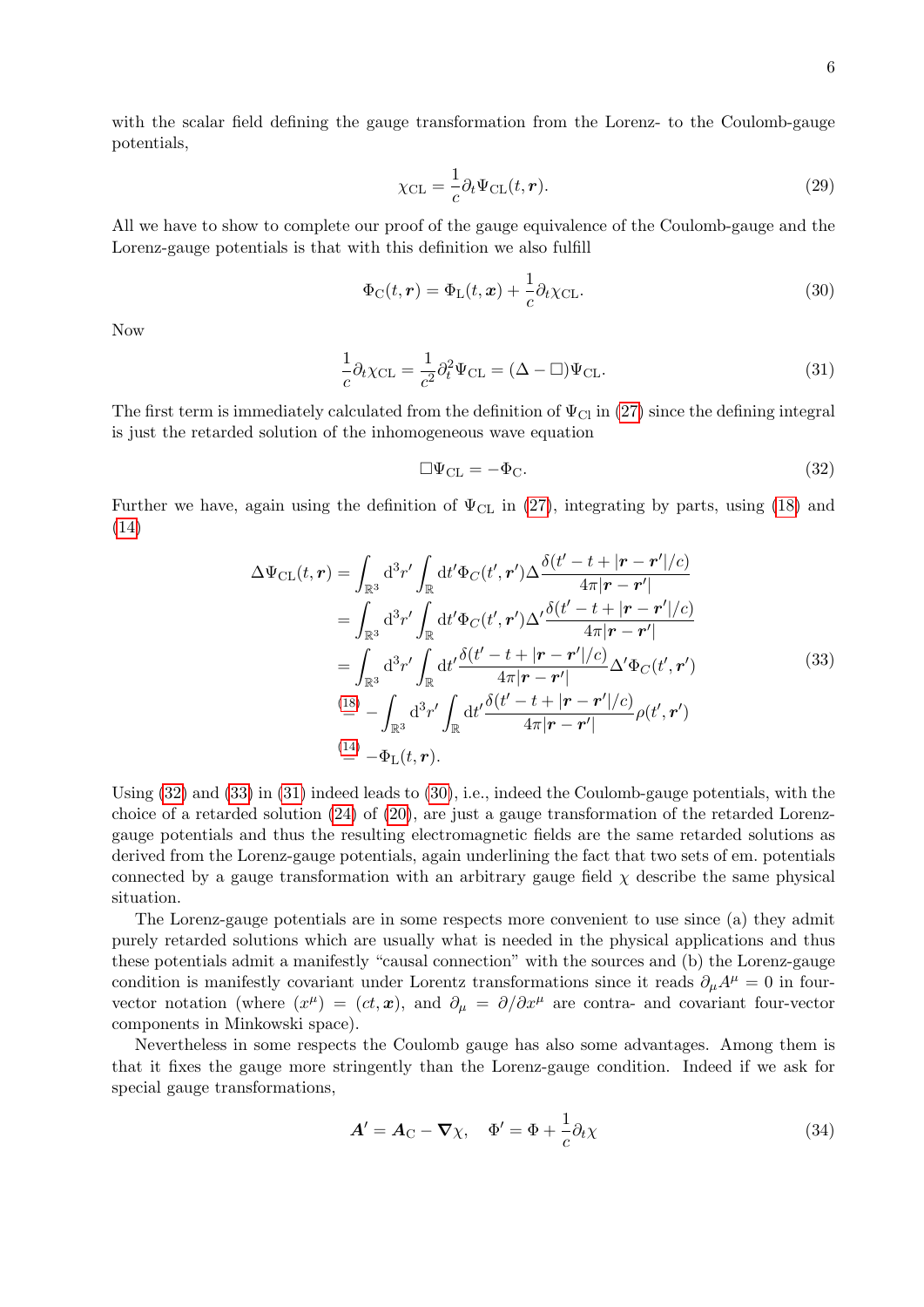with the scalar field defining the gauge transformation from the Lorenz- to the Coulomb-gauge potentials,

$$\chi_{\mathrm{CL}} = \frac{1}{c}\partial_t \Psi_{\mathrm{CL}}(t, \boldsymbol{r}). \tag{29}$$

All we have to show to complete our proof of the gauge equivalence of the Coulomb-gauge and the Lorenz-gauge potentials is that with this definition we also fulfill

$$\Phi_{\mathrm{C}}(t, \boldsymbol{r}) = \Phi_{\mathrm{L}}(t, \boldsymbol{x}) + \frac{1}{c}\partial_t \chi_{\mathrm{CL}}. \tag{30}$$

Now

$$\frac{1}{c}\partial_t \chi_{\mathrm{CL}} = \frac{1}{c^2}\partial_t^2 \Psi_{\mathrm{CL}} = (\Delta - \Box)\Psi_{\mathrm{CL}}. \tag{31}$$

The first term is immediately calculated from the definition of $\Psi_{\mathrm{Cl}}$ in (27) since the defining integral is just the retarded solution of the inhomogeneous wave equation

$$\Box \Psi_{\mathrm{CL}} = -\Phi_{\mathrm{C}}. \tag{32}$$

Further we have, again using the definition of $\Psi_{\mathrm{CL}}$ in (27), integrating by parts, using (18) and (14)

$$\begin{aligned}
\Delta \Psi_{\mathrm{CL}}(t, \boldsymbol{r}) &= \int_{\mathbb{R}^3} \mathrm{d}^3 r' \int_{\mathbb{R}} \mathrm{d}t' \Phi_C(t', \boldsymbol{r}') \Delta \frac{\delta(t' - t + |\boldsymbol{r} - \boldsymbol{r}'|/c)}{4\pi |\boldsymbol{r} - \boldsymbol{r}'|} \\
&= \int_{\mathbb{R}^3} \mathrm{d}^3 r' \int_{\mathbb{R}} \mathrm{d}t' \Phi_C(t', \boldsymbol{r}') \Delta' \frac{\delta(t' - t + |\boldsymbol{r} - \boldsymbol{r}'|/c)}{4\pi |\boldsymbol{r} - \boldsymbol{r}'|} \\
&= \int_{\mathbb{R}^3} \mathrm{d}^3 r' \int_{\mathbb{R}} \mathrm{d}t' \frac{\delta(t' - t + |\boldsymbol{r} - \boldsymbol{r}'|/c)}{4\pi |\boldsymbol{r} - \boldsymbol{r}'|} \Delta' \Phi_C(t', \boldsymbol{r}') \\
&\overset{(18)}{=} -\int_{\mathbb{R}^3} \mathrm{d}^3 r' \int_{\mathbb{R}} \mathrm{d}t' \frac{\delta(t' - t + |\boldsymbol{r} - \boldsymbol{r}'|/c)}{4\pi |\boldsymbol{r} - \boldsymbol{r}'|} \rho(t', \boldsymbol{r}') \\
&\overset{(14)}{=} -\Phi_{\mathrm{L}}(t, \boldsymbol{r}).
\end{aligned} \tag{33}$$

Using (32) and (33) in (31) indeed leads to (30), i.e., indeed the Coulomb-gauge potentials, with the choice of a retarded solution (24) of (20), are just a gauge transformation of the retarded Lorenz-gauge potentials and thus the resulting electromagnetic fields are the same retarded solutions as derived from the Lorenz-gauge potentials, again underlining the fact that two sets of em. potentials connected by a gauge transformation with an arbitrary gauge field $\chi$ describe the same physical situation.

The Lorenz-gauge potentials are in some respects more convenient to use since (a) they admit purely retarded solutions which are usually what is needed in the physical applications and thus these potentials admit a manifestly "causal connection" with the sources and (b) the Lorenz-gauge condition is manifestly covariant under Lorentz transformations since it reads $\partial_\mu A^\mu = 0$ in four-vector notation (where $(x^\mu) = (ct, \boldsymbol{x})$, and $\partial_\mu = \partial/\partial x^\mu$ are contra- and covariant four-vector components in Minkowski space).

Nevertheless in some respects the Coulomb gauge has also some advantages. Among them is that it fixes the gauge more stringently than the Lorenz-gauge condition. Indeed if we ask for special gauge transformations,

$$\boldsymbol{A}' = \boldsymbol{A}_{\mathrm{C}} - \boldsymbol{\nabla}\chi, \quad \Phi' = \Phi + \frac{1}{c}\partial_t \chi \tag{34}$$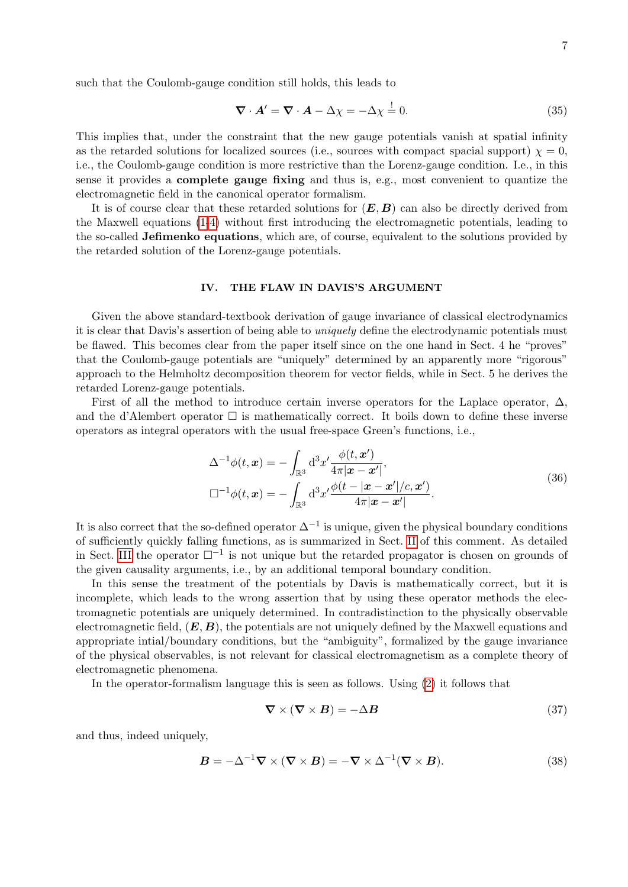such that the Coulomb-gauge condition still holds, this leads to

$$\boldsymbol{\nabla} \cdot \boldsymbol{A}' = \boldsymbol{\nabla} \cdot \boldsymbol{A} - \Delta\chi = -\Delta\chi \stackrel{!}{=} 0. \tag{35}$$

This implies that, under the constraint that the new gauge potentials vanish at spatial infinity as the retarded solutions for localized sources (i.e., sources with compact spacial support) $\chi = 0$, i.e., the Coulomb-gauge condition is more restrictive than the Lorenz-gauge condition. I.e., in this sense it provides a **complete gauge fixing** and thus is, e.g., most convenient to quantize the electromagnetic field in the canonical operator formalism.

It is of course clear that these retarded solutions for $(\boldsymbol{E}, \boldsymbol{B})$ can also be directly derived from the Maxwell equations (1-4) without first introducing the electromagnetic potentials, leading to the so-called **Jefimenko equations**, which are, of course, equivalent to the solutions provided by the retarded solution of the Lorenz-gauge potentials.

## IV. THE FLAW IN DAVIS'S ARGUMENT

Given the above standard-textbook derivation of gauge invariance of classical electrodynamics it is clear that Davis's assertion of being able to *uniquely* define the electrodynamic potentials must be flawed. This becomes clear from the paper itself since on the one hand in Sect. 4 he "proves" that the Coulomb-gauge potentials are "uniquely" determined by an apparently more "rigorous" approach to the Helmholtz decomposition theorem for vector fields, while in Sect. 5 he derives the retarded Lorenz-gauge potentials.

First of all the method to introduce certain inverse operators for the Laplace operator, $\Delta$, and the d'Alembert operator $\Box$ is mathematically correct. It boils down to define these inverse operators as integral operators with the usual free-space Green's functions, i.e.,

$$\begin{aligned}
\Delta^{-1}\phi(t, \boldsymbol{x}) &= -\int_{\mathbb{R}^3} \mathrm{d}^3x' \frac{\phi(t, \boldsymbol{x}')}{4\pi|\boldsymbol{x} - \boldsymbol{x}'|}, \\
\Box^{-1}\phi(t, \boldsymbol{x}) &= -\int_{\mathbb{R}^3} \mathrm{d}^3x' \frac{\phi(t - |\boldsymbol{x} - \boldsymbol{x}'|/c, \boldsymbol{x}')}{4\pi|\boldsymbol{x} - \boldsymbol{x}'|}.
\end{aligned} \tag{36}$$

It is also correct that the so-defined operator $\Delta^{-1}$ is unique, given the physical boundary conditions of sufficiently quickly falling functions, as is summarized in Sect. II of this comment. As detailed in Sect. III the operator $\Box^{-1}$ is not unique but the retarded propagator is chosen on grounds of the given causality arguments, i.e., by an additional temporal boundary condition.

In this sense the treatment of the potentials by Davis is mathematically correct, but it is incomplete, which leads to the wrong assertion that by using these operator methods the electromagnetic potentials are uniquely determined. In contradistinction to the physically observable electromagnetic field, $(\boldsymbol{E}, \boldsymbol{B})$, the potentials are not uniquely defined by the Maxwell equations and appropriate intial/boundary conditions, but the "ambiguity", formalized by the gauge invariance of the physical observables, is not relevant for classical electromagnetism as a complete theory of electromagnetic phenomena.

In the operator-formalism language this is seen as follows. Using (2) it follows that

$$\boldsymbol{\nabla} \times (\boldsymbol{\nabla} \times \boldsymbol{B}) = -\Delta\boldsymbol{B} \tag{37}$$

and thus, indeed uniquely,

$$\boldsymbol{B} = -\Delta^{-1}\boldsymbol{\nabla} \times (\boldsymbol{\nabla} \times \boldsymbol{B}) = -\boldsymbol{\nabla} \times \Delta^{-1}(\boldsymbol{\nabla} \times \boldsymbol{B}). \tag{38}$$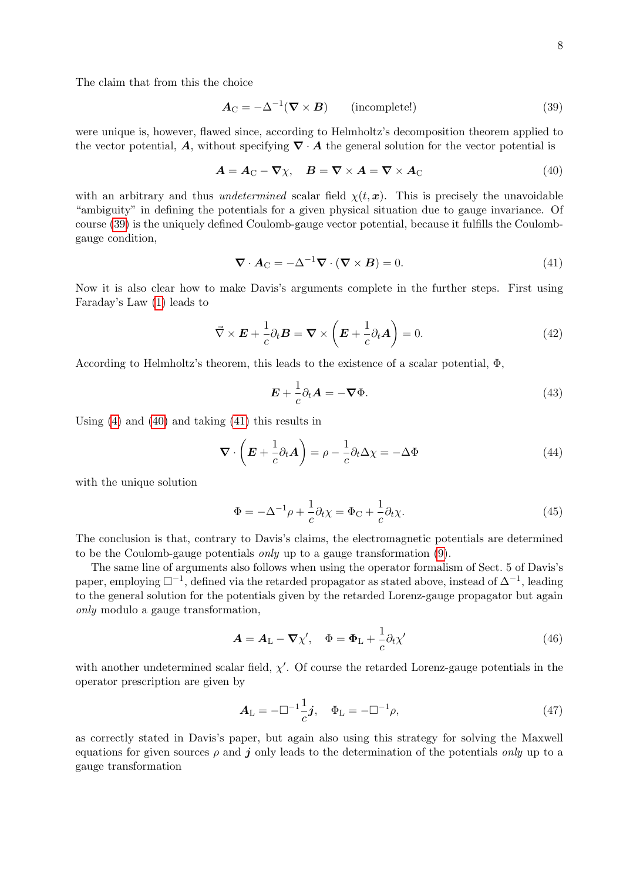The claim that from this the choice

$$\boldsymbol{A}_{\mathrm{C}} = -\Delta^{-1}(\boldsymbol{\nabla} \times \boldsymbol{B}) \qquad \text{(incomplete!)} \tag{39}$$

were unique is, however, flawed since, according to Helmholtz's decomposition theorem applied to the vector potential, $\boldsymbol{A}$, without specifying $\boldsymbol{\nabla} \cdot \boldsymbol{A}$ the general solution for the vector potential is

$$\boldsymbol{A} = \boldsymbol{A}_{\mathrm{C}} - \boldsymbol{\nabla}\chi, \quad \boldsymbol{B} = \boldsymbol{\nabla} \times \boldsymbol{A} = \boldsymbol{\nabla} \times \boldsymbol{A}_{\mathrm{C}} \tag{40}$$

with an arbitrary and thus *undetermined* scalar field $\chi(t, \boldsymbol{x})$. This is precisely the unavoidable "ambiguity" in defining the potentials for a given physical situation due to gauge invariance. Of course (39) is the uniquely defined Coulomb-gauge vector potential, because it fulfills the Coulomb-gauge condition,

$$\boldsymbol{\nabla} \cdot \boldsymbol{A}_{\mathrm{C}} = -\Delta^{-1}\boldsymbol{\nabla} \cdot (\boldsymbol{\nabla} \times \boldsymbol{B}) = 0. \tag{41}$$

Now it is also clear how to make Davis's arguments complete in the further steps. First using Faraday's Law (1) leads to

$$\vec{\nabla} \times \boldsymbol{E} + \frac{1}{c}\partial_t \boldsymbol{B} = \boldsymbol{\nabla} \times \left(\boldsymbol{E} + \frac{1}{c}\partial_t \boldsymbol{A}\right) = 0. \tag{42}$$

According to Helmholtz's theorem, this leads to the existence of a scalar potential, $\Phi$,

$$\boldsymbol{E} + \frac{1}{c}\partial_t \boldsymbol{A} = -\boldsymbol{\nabla}\Phi. \tag{43}$$

Using (4) and (40) and taking (41) this results in

$$\boldsymbol{\nabla} \cdot \left(\boldsymbol{E} + \frac{1}{c}\partial_t \boldsymbol{A}\right) = \rho - \frac{1}{c}\partial_t \Delta\chi = -\Delta\Phi \tag{44}$$

with the unique solution

$$\Phi = -\Delta^{-1}\rho + \frac{1}{c}\partial_t \chi = \Phi_{\mathrm{C}} + \frac{1}{c}\partial_t \chi. \tag{45}$$

The conclusion is that, contrary to Davis's claims, the electromagnetic potentials are determined to be the Coulomb-gauge potentials *only* up to a gauge transformation (9).

The same line of arguments also follows when using the operator formalism of Sect. 5 of Davis's paper, employing $\Box^{-1}$, defined via the retarded propagator as stated above, instead of $\Delta^{-1}$, leading to the general solution for the potentials given by the retarded Lorenz-gauge propagator but again *only* modulo a gauge transformation,

$$\boldsymbol{A} = \boldsymbol{A}_{\mathrm{L}} - \boldsymbol{\nabla}\chi', \quad \Phi = \boldsymbol{\Phi}_{\mathrm{L}} + \frac{1}{c}\partial_t \chi' \tag{46}$$

with another undetermined scalar field, $\chi'$. Of course the retarded Lorenz-gauge potentials in the operator prescription are given by

$$\boldsymbol{A}_{\mathrm{L}} = -\Box^{-1}\frac{1}{c}\boldsymbol{j}, \quad \Phi_{\mathrm{L}} = -\Box^{-1}\rho, \tag{47}$$

as correctly stated in Davis's paper, but again also using this strategy for solving the Maxwell equations for given sources $\rho$ and $\boldsymbol{j}$ only leads to the determination of the potentials *only* up to a gauge transformation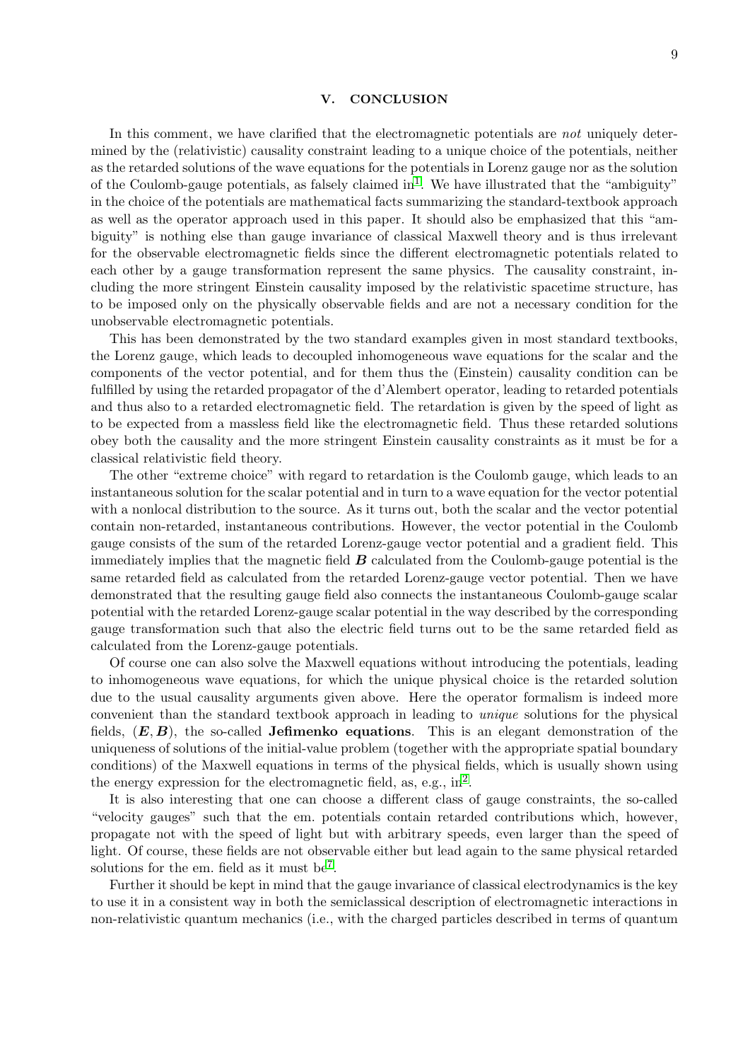## V. CONCLUSION

In this comment, we have clarified that the electromagnetic potentials are *not* uniquely determined by the (relativistic) causality constraint leading to a unique choice of the potentials, neither as the retarded solutions of the wave equations for the potentials in Lorenz gauge nor as the solution of the Coulomb-gauge potentials, as falsely claimed in[1]. We have illustrated that the "ambiguity" in the choice of the potentials are mathematical facts summarizing the standard-textbook approach as well as the operator approach used in this paper. It should also be emphasized that this "ambiguity" is nothing else than gauge invariance of classical Maxwell theory and is thus irrelevant for the observable electromagnetic fields since the different electromagnetic potentials related to each other by a gauge transformation represent the same physics. The causality constraint, including the more stringent Einstein causality imposed by the relativistic spacetime structure, has to be imposed only on the physically observable fields and are not a necessary condition for the unobservable electromagnetic potentials.

This has been demonstrated by the two standard examples given in most standard textbooks, the Lorenz gauge, which leads to decoupled inhomogeneous wave equations for the scalar and the components of the vector potential, and for them thus the (Einstein) causality condition can be fulfilled by using the retarded propagator of the d'Alembert operator, leading to retarded potentials and thus also to a retarded electromagnetic field. The retardation is given by the speed of light as to be expected from a massless field like the electromagnetic field. Thus these retarded solutions obey both the causality and the more stringent Einstein causality constraints as it must be for a classical relativistic field theory.

The other "extreme choice" with regard to retardation is the Coulomb gauge, which leads to an instantaneous solution for the scalar potential and in turn to a wave equation for the vector potential with a nonlocal distribution to the source. As it turns out, both the scalar and the vector potential contain non-retarded, instantaneous contributions. However, the vector potential in the Coulomb gauge consists of the sum of the retarded Lorenz-gauge vector potential and a gradient field. This immediately implies that the magnetic field $\boldsymbol{B}$ calculated from the Coulomb-gauge potential is the same retarded field as calculated from the retarded Lorenz-gauge vector potential. Then we have demonstrated that the resulting gauge field also connects the instantaneous Coulomb-gauge scalar potential with the retarded Lorenz-gauge scalar potential in the way described by the corresponding gauge transformation such that also the electric field turns out to be the same retarded field as calculated from the Lorenz-gauge potentials.

Of course one can also solve the Maxwell equations without introducing the potentials, leading to inhomogeneous wave equations, for which the unique physical choice is the retarded solution due to the usual causality arguments given above. Here the operator formalism is indeed more convenient than the standard textbook approach in leading to *unique* solutions for the physical fields, $(\boldsymbol{E}, \boldsymbol{B})$, the so-called **Jefimenko equations**. This is an elegant demonstration of the uniqueness of solutions of the initial-value problem (together with the appropriate spatial boundary conditions) of the Maxwell equations in terms of the physical fields, which is usually shown using the energy expression for the electromagnetic field, as, e.g., in[2].

It is also interesting that one can choose a different class of gauge constraints, the so-called "velocity gauges" such that the em. potentials contain retarded contributions which, however, propagate not with the speed of light but with arbitrary speeds, even larger than the speed of light. Of course, these fields are not observable either but lead again to the same physical retarded solutions for the em. field as it must be[7].

Further it should be kept in mind that the gauge invariance of classical electrodynamics is the key to use it in a consistent way in both the semiclassical description of electromagnetic interactions in non-relativistic quantum mechanics (i.e., with the charged particles described in terms of quantum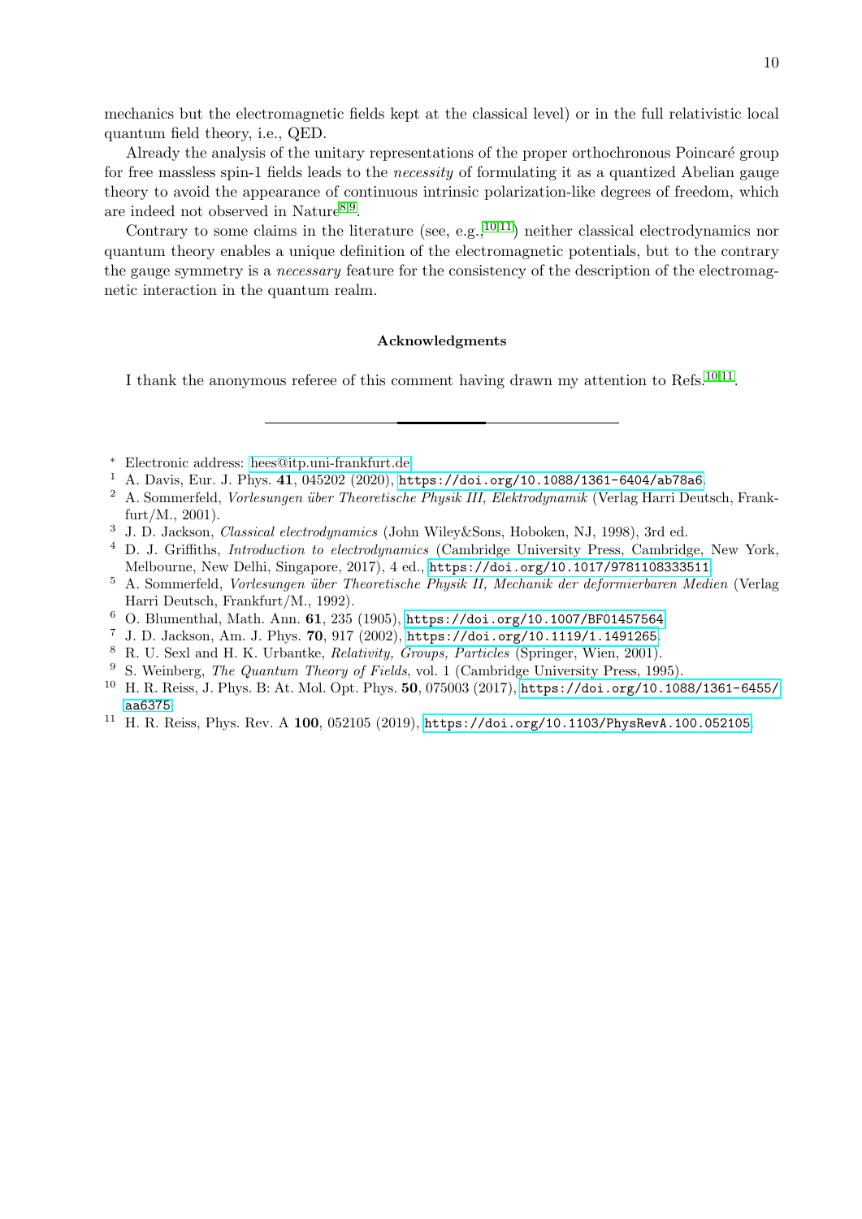mechanics but the electromagnetic fields kept at the classical level) or in the full relativistic local quantum field theory, i.e., QED.

Already the analysis of the unitary representations of the proper orthochronous Poincaré group for free massless spin-1 fields leads to the *necessity* of formulating it as a quantized Abelian gauge theory to avoid the appearance of continuous intrinsic polarization-like degrees of freedom, which are indeed not observed in Nature[8,9].

Contrary to some claims in the literature (see, e.g.,[10,11]) neither classical electrodynamics nor quantum theory enables a unique definition of the electromagnetic potentials, but to the contrary the gauge symmetry is a *necessary* feature for the consistency of the description of the electromagnetic interaction in the quantum realm.

### Acknowledgments

I thank the anonymous referee of this comment having drawn my attention to Refs.[10,11].

---

[*] Electronic address: hees@itp.uni-frankfurt.de

[1] A. Davis, Eur. J. Phys. **41**, 045202 (2020), https://doi.org/10.1088/1361-6404/ab78a6.

[2] A. Sommerfeld, *Vorlesungen über Theoretische Physik III, Elektrodynamik* (Verlag Harri Deutsch, Frankfurt/M., 2001).

[3] J. D. Jackson, *Classical electrodynamics* (John Wiley&Sons, Hoboken, NJ, 1998), 3rd ed.

[4] D. J. Griffiths, *Introduction to electrodynamics* (Cambridge University Press, Cambridge, New York, Melbourne, New Delhi, Singapore, 2017), 4 ed., https://doi.org/10.1017/9781108333511.

[5] A. Sommerfeld, *Vorlesungen über Theoretische Physik II, Mechanik der deformierbaren Medien* (Verlag Harri Deutsch, Frankfurt/M., 1992).

[6] O. Blumenthal, Math. Ann. **61**, 235 (1905), https://doi.org/10.1007/BF01457564.

[7] J. D. Jackson, Am. J. Phys. **70**, 917 (2002), https://doi.org/10.1119/1.1491265.

[8] R. U. Sexl and H. K. Urbantke, *Relativity, Groups, Particles* (Springer, Wien, 2001).

[9] S. Weinberg, *The Quantum Theory of Fields*, vol. 1 (Cambridge University Press, 1995).

[10] H. R. Reiss, J. Phys. B: At. Mol. Opt. Phys. **50**, 075003 (2017), https://doi.org/10.1088/1361-6455/aa6375.

[11] H. R. Reiss, Phys. Rev. A **100**, 052105 (2019), https://doi.org/10.1103/PhysRevA.100.052105.